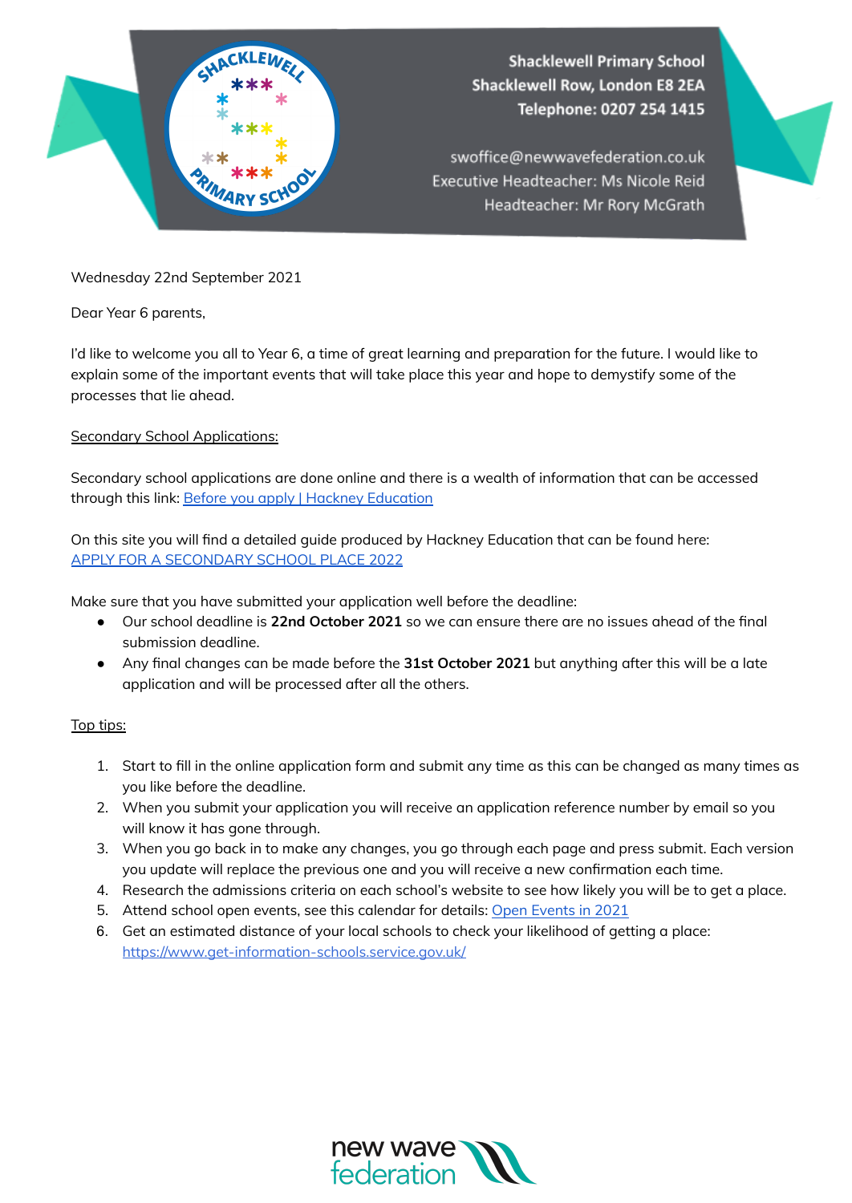Shacklewell Primary School
Shacklewell Row, London E8 2EA
Telephone: 0207 254 1415

swoffice@newwavefederation.co.uk
Executive Headteacher: Ms Nicole Reid
Headteacher: Mr Rory McGrath

Wednesday 22nd September 2021

Dear Year 6 parents,

I'd like to welcome you all to Year 6, a time of great learning and preparation for the future. I would like to explain some of the important events that will take place this year and hope to demystify some of the processes that lie ahead.

Secondary School Applications:

Secondary school applications are done online and there is a wealth of information that can be accessed through this link: Before you apply | Hackney Education

On this site you will find a detailed guide produced by Hackney Education that can be found here: APPLY FOR A SECONDARY SCHOOL PLACE 2022

Make sure that you have submitted your application well before the deadline:

- Our school deadline is **22nd October 2021** so we can ensure there are no issues ahead of the final submission deadline.
- Any final changes can be made before the **31st October 2021** but anything after this will be a late application and will be processed after all the others.

Top tips:

1. Start to fill in the online application form and submit any time as this can be changed as many times as you like before the deadline.
2. When you submit your application you will receive an application reference number by email so you will know it has gone through.
3. When you go back in to make any changes, you go through each page and press submit. Each version you update will replace the previous one and you will receive a new confirmation each time.
4. Research the admissions criteria on each school's website to see how likely you will be to get a place.
5. Attend school open events, see this calendar for details: Open Events in 2021
6. Get an estimated distance of your local schools to check your likelihood of getting a place: https://www.get-information-schools.service.gov.uk/

new wave federation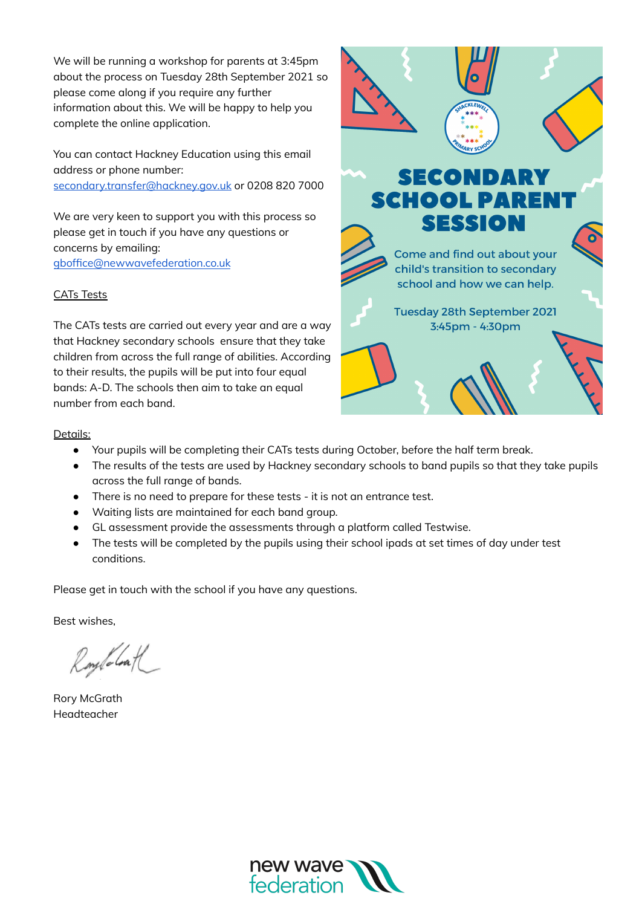We will be running a workshop for parents at 3:45pm about the process on Tuesday 28th September 2021 so please come along if you require any further information about this. We will be happy to help you complete the online application.

You can contact Hackney Education using this email address or phone number: [secondary.transfer@hackney.gov.uk](mailto:secondary.transfer@hackney.gov.uk) or 0208 820 7000

We are very keen to support you with this process so please get in touch if you have any questions or concerns by emailing: [gboffice@newwavefederation.co.uk](mailto:gboffice@newwavefederation.co.uk)

SHACKLEWELL PRIMARY SCHOOL

# SECONDARY SCHOOL PARENT SESSION

Come and find out about your child's transition to secondary school and how we can help.

Tuesday 28th September 2021
3:45pm - 4:30pm

<u>CATs Tests</u>

The CATs tests are carried out every year and are a way that Hackney secondary schools ensure that they take children from across the full range of abilities. According to their results, the pupils will be put into four equal bands: A-D. The schools then aim to take an equal number from each band.

<u>Details:</u>

- Your pupils will be completing their CATs tests during October, before the half term break.
- The results of the tests are used by Hackney secondary schools to band pupils so that they take pupils across the full range of bands.
- There is no need to prepare for these tests - it is not an entrance test.
- Waiting lists are maintained for each band group.
- GL assessment provide the assessments through a platform called Testwise.
- The tests will be completed by the pupils using their school ipads at set times of day under test conditions.

Please get in touch with the school if you have any questions.

Best wishes,

Rory McGrath
Headteacher

new wave federation